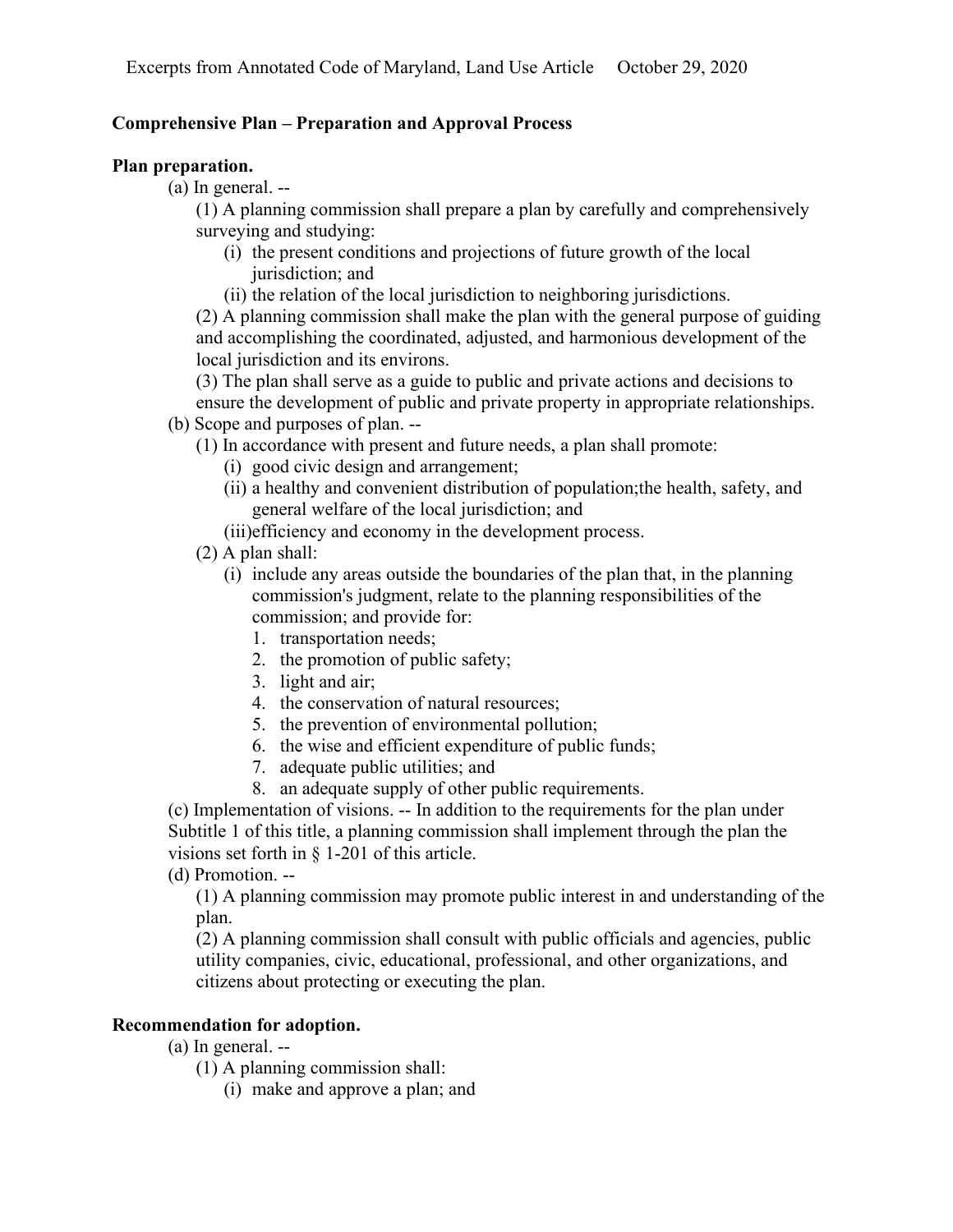Excerpts from Annotated Code of Maryland, Land Use Article     October 29, 2020

**Comprehensive Plan – Preparation and Approval Process**

**Plan preparation.**

(a) In general. --

(1) A planning commission shall prepare a plan by carefully and comprehensively surveying and studying:

(i) the present conditions and projections of future growth of the local jurisdiction; and

(ii) the relation of the local jurisdiction to neighboring jurisdictions.

(2) A planning commission shall make the plan with the general purpose of guiding and accomplishing the coordinated, adjusted, and harmonious development of the local jurisdiction and its environs.

(3) The plan shall serve as a guide to public and private actions and decisions to ensure the development of public and private property in appropriate relationships.

(b) Scope and purposes of plan. --

(1) In accordance with present and future needs, a plan shall promote:

(i) good civic design and arrangement;

(ii) a healthy and convenient distribution of population;the health, safety, and general welfare of the local jurisdiction; and

(iii)efficiency and economy in the development process.

(2) A plan shall:

(i) include any areas outside the boundaries of the plan that, in the planning commission's judgment, relate to the planning responsibilities of the commission; and provide for:

1. transportation needs;
2. the promotion of public safety;
3. light and air;
4. the conservation of natural resources;
5. the prevention of environmental pollution;
6. the wise and efficient expenditure of public funds;
7. adequate public utilities; and
8. an adequate supply of other public requirements.

(c) Implementation of visions. -- In addition to the requirements for the plan under Subtitle 1 of this title, a planning commission shall implement through the plan the visions set forth in § 1-201 of this article.

(d) Promotion. --

(1) A planning commission may promote public interest in and understanding of the plan.

(2) A planning commission shall consult with public officials and agencies, public utility companies, civic, educational, professional, and other organizations, and citizens about protecting or executing the plan.

**Recommendation for adoption.**

(a) In general. --

(1) A planning commission shall:

(i) make and approve a plan; and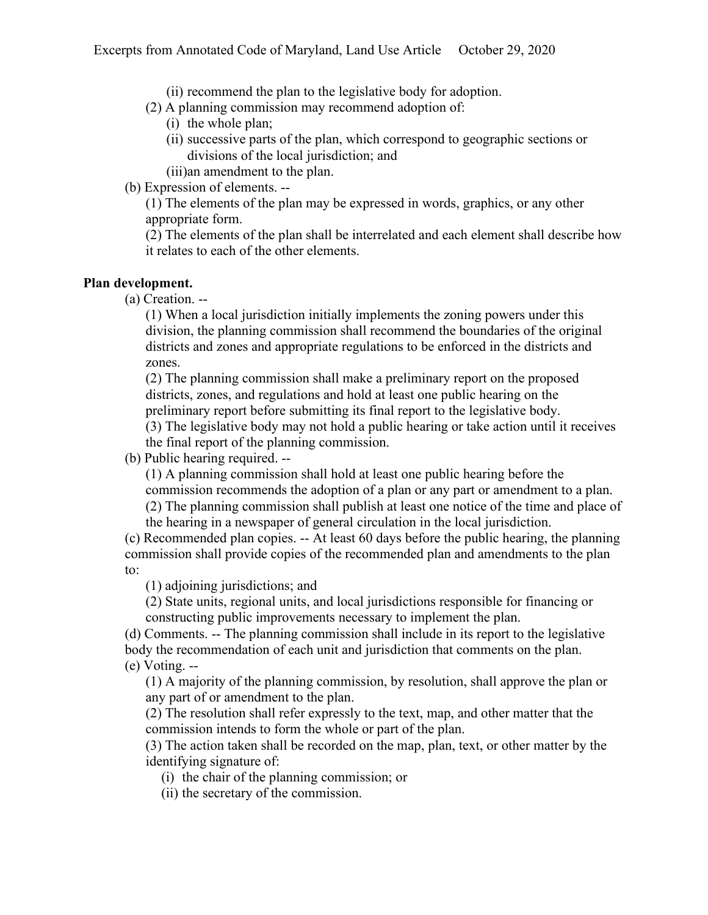(ii) recommend the plan to the legislative body for adoption.

(2) A planning commission may recommend adoption of:

(i) the whole plan;

(ii) successive parts of the plan, which correspond to geographic sections or divisions of the local jurisdiction; and

(iii)an amendment to the plan.

(b) Expression of elements. --

(1) The elements of the plan may be expressed in words, graphics, or any other appropriate form.

(2) The elements of the plan shall be interrelated and each element shall describe how it relates to each of the other elements.

**Plan development.**

(a) Creation. --

(1) When a local jurisdiction initially implements the zoning powers under this division, the planning commission shall recommend the boundaries of the original districts and zones and appropriate regulations to be enforced in the districts and zones.

(2) The planning commission shall make a preliminary report on the proposed districts, zones, and regulations and hold at least one public hearing on the preliminary report before submitting its final report to the legislative body.

(3) The legislative body may not hold a public hearing or take action until it receives the final report of the planning commission.

(b) Public hearing required. --

(1) A planning commission shall hold at least one public hearing before the commission recommends the adoption of a plan or any part or amendment to a plan.

(2) The planning commission shall publish at least one notice of the time and place of the hearing in a newspaper of general circulation in the local jurisdiction.

(c) Recommended plan copies. -- At least 60 days before the public hearing, the planning commission shall provide copies of the recommended plan and amendments to the plan to:

(1) adjoining jurisdictions; and

(2) State units, regional units, and local jurisdictions responsible for financing or constructing public improvements necessary to implement the plan.

(d) Comments. -- The planning commission shall include in its report to the legislative body the recommendation of each unit and jurisdiction that comments on the plan.

(e) Voting. --

(1) A majority of the planning commission, by resolution, shall approve the plan or any part of or amendment to the plan.

(2) The resolution shall refer expressly to the text, map, and other matter that the commission intends to form the whole or part of the plan.

(3) The action taken shall be recorded on the map, plan, text, or other matter by the identifying signature of:

(i) the chair of the planning commission; or

(ii) the secretary of the commission.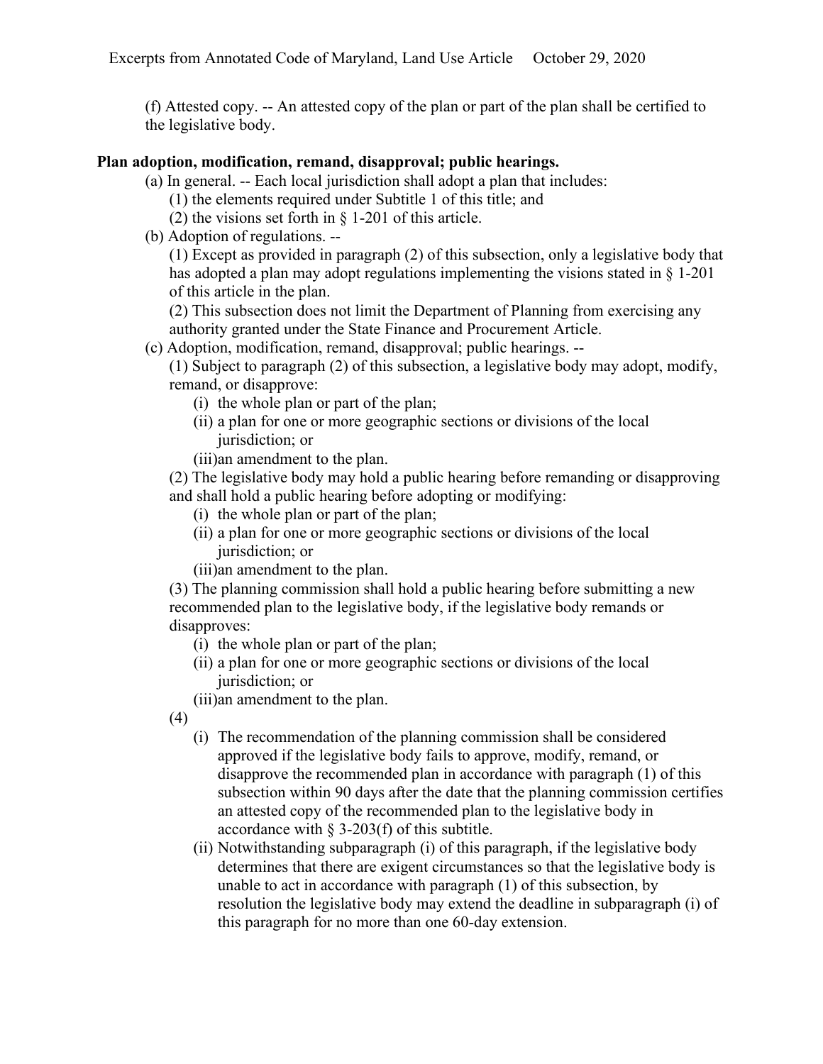(f) Attested copy. -- An attested copy of the plan or part of the plan shall be certified to the legislative body.

**Plan adoption, modification, remand, disapproval; public hearings.**

(a) In general. -- Each local jurisdiction shall adopt a plan that includes:

(1) the elements required under Subtitle 1 of this title; and

(2) the visions set forth in § 1-201 of this article.

(b) Adoption of regulations. --

(1) Except as provided in paragraph (2) of this subsection, only a legislative body that has adopted a plan may adopt regulations implementing the visions stated in § 1-201 of this article in the plan.

(2) This subsection does not limit the Department of Planning from exercising any authority granted under the State Finance and Procurement Article.

(c) Adoption, modification, remand, disapproval; public hearings. --

(1) Subject to paragraph (2) of this subsection, a legislative body may adopt, modify, remand, or disapprove:

(i) the whole plan or part of the plan;

(ii) a plan for one or more geographic sections or divisions of the local jurisdiction; or

(iii) an amendment to the plan.

(2) The legislative body may hold a public hearing before remanding or disapproving and shall hold a public hearing before adopting or modifying:

(i) the whole plan or part of the plan;

(ii) a plan for one or more geographic sections or divisions of the local jurisdiction; or

(iii) an amendment to the plan.

(3) The planning commission shall hold a public hearing before submitting a new recommended plan to the legislative body, if the legislative body remands or disapproves:

(i) the whole plan or part of the plan;

(ii) a plan for one or more geographic sections or divisions of the local jurisdiction; or

(iii) an amendment to the plan.

(4)

(i) The recommendation of the planning commission shall be considered approved if the legislative body fails to approve, modify, remand, or disapprove the recommended plan in accordance with paragraph (1) of this subsection within 90 days after the date that the planning commission certifies an attested copy of the recommended plan to the legislative body in accordance with § 3-203(f) of this subtitle.

(ii) Notwithstanding subparagraph (i) of this paragraph, if the legislative body determines that there are exigent circumstances so that the legislative body is unable to act in accordance with paragraph (1) of this subsection, by resolution the legislative body may extend the deadline in subparagraph (i) of this paragraph for no more than one 60-day extension.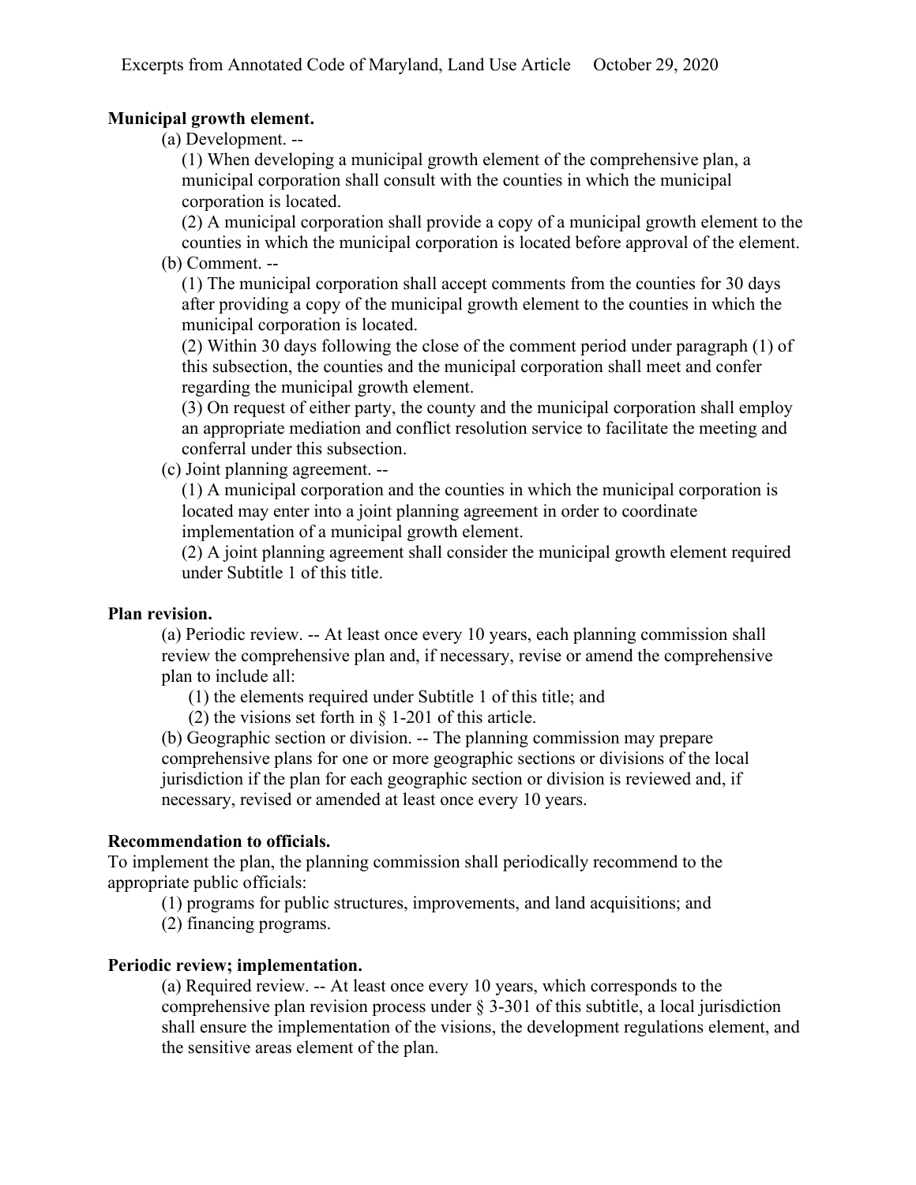**Municipal growth element.**

(a) Development. --

(1) When developing a municipal growth element of the comprehensive plan, a municipal corporation shall consult with the counties in which the municipal corporation is located.

(2) A municipal corporation shall provide a copy of a municipal growth element to the counties in which the municipal corporation is located before approval of the element.

(b) Comment. --

(1) The municipal corporation shall accept comments from the counties for 30 days after providing a copy of the municipal growth element to the counties in which the municipal corporation is located.

(2) Within 30 days following the close of the comment period under paragraph (1) of this subsection, the counties and the municipal corporation shall meet and confer regarding the municipal growth element.

(3) On request of either party, the county and the municipal corporation shall employ an appropriate mediation and conflict resolution service to facilitate the meeting and conferral under this subsection.

(c) Joint planning agreement. --

(1) A municipal corporation and the counties in which the municipal corporation is located may enter into a joint planning agreement in order to coordinate implementation of a municipal growth element.

(2) A joint planning agreement shall consider the municipal growth element required under Subtitle 1 of this title.

**Plan revision.**

(a) Periodic review. -- At least once every 10 years, each planning commission shall review the comprehensive plan and, if necessary, revise or amend the comprehensive plan to include all:

(1) the elements required under Subtitle 1 of this title; and

(2) the visions set forth in § 1-201 of this article.

(b) Geographic section or division. -- The planning commission may prepare comprehensive plans for one or more geographic sections or divisions of the local jurisdiction if the plan for each geographic section or division is reviewed and, if necessary, revised or amended at least once every 10 years.

**Recommendation to officials.**

To implement the plan, the planning commission shall periodically recommend to the appropriate public officials:

(1) programs for public structures, improvements, and land acquisitions; and

(2) financing programs.

**Periodic review; implementation.**

(a) Required review. -- At least once every 10 years, which corresponds to the comprehensive plan revision process under § 3-301 of this subtitle, a local jurisdiction shall ensure the implementation of the visions, the development regulations element, and the sensitive areas element of the plan.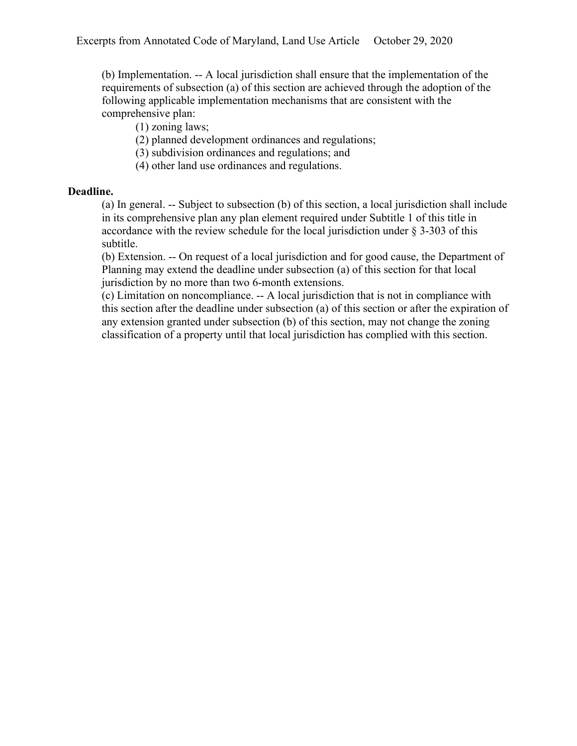(b) Implementation. -- A local jurisdiction shall ensure that the implementation of the requirements of subsection (a) of this section are achieved through the adoption of the following applicable implementation mechanisms that are consistent with the comprehensive plan:

(1) zoning laws;
(2) planned development ordinances and regulations;
(3) subdivision ordinances and regulations; and
(4) other land use ordinances and regulations.

**Deadline.**

(a) In general. -- Subject to subsection (b) of this section, a local jurisdiction shall include in its comprehensive plan any plan element required under Subtitle 1 of this title in accordance with the review schedule for the local jurisdiction under § 3-303 of this subtitle.

(b) Extension. -- On request of a local jurisdiction and for good cause, the Department of Planning may extend the deadline under subsection (a) of this section for that local jurisdiction by no more than two 6-month extensions.

(c) Limitation on noncompliance. -- A local jurisdiction that is not in compliance with this section after the deadline under subsection (a) of this section or after the expiration of any extension granted under subsection (b) of this section, may not change the zoning classification of a property until that local jurisdiction has complied with this section.